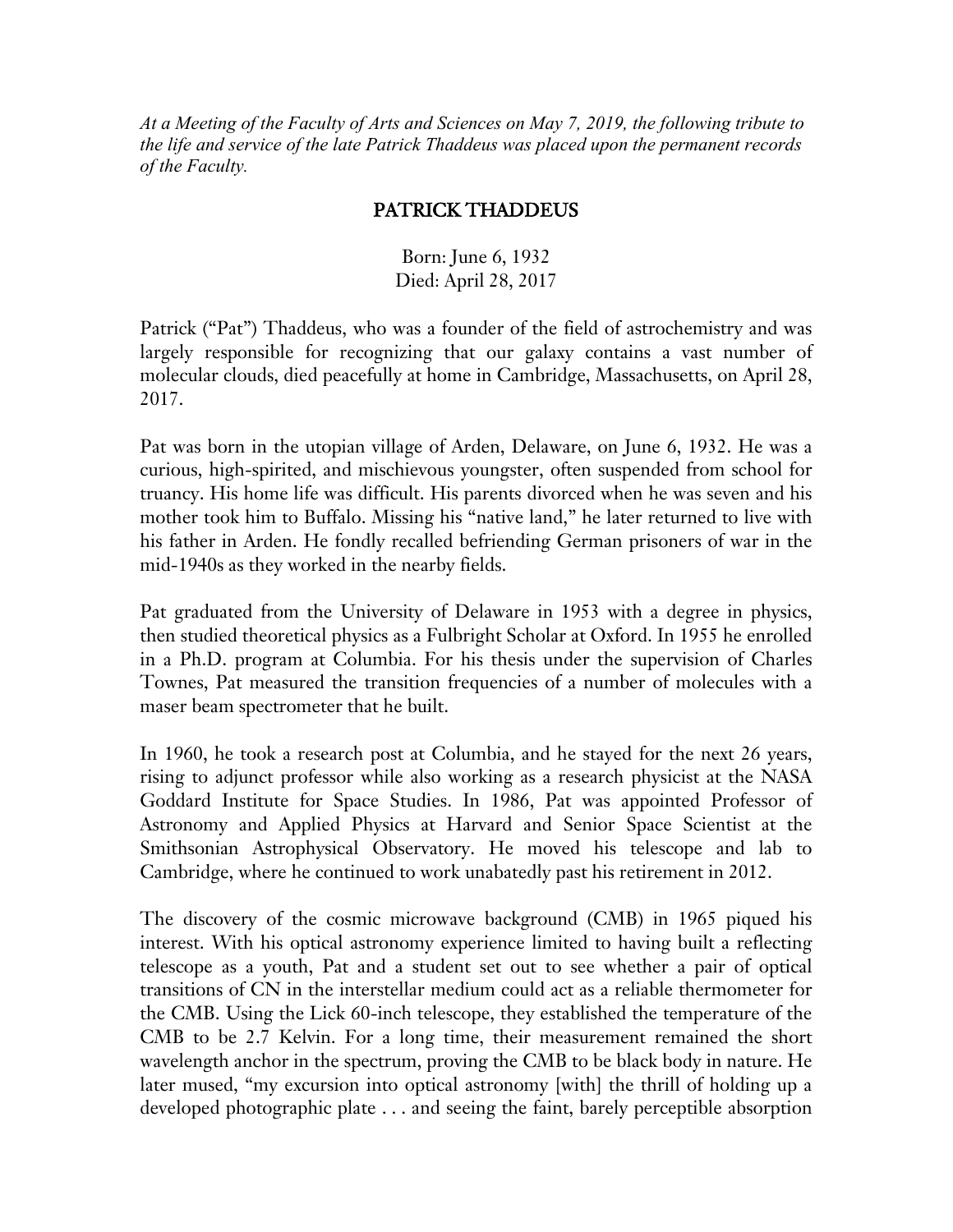*At a Meeting of the Faculty of Arts and Sciences on May 7, 2019, the following tribute to the life and service of the late Patrick Thaddeus was placed upon the permanent records of the Faculty.*

# PATRICK THADDEUS

Born: June 6, 1932
Died: April 28, 2017

Patrick ("Pat") Thaddeus, who was a founder of the field of astrochemistry and was largely responsible for recognizing that our galaxy contains a vast number of molecular clouds, died peacefully at home in Cambridge, Massachusetts, on April 28, 2017.

Pat was born in the utopian village of Arden, Delaware, on June 6, 1932. He was a curious, high-spirited, and mischievous youngster, often suspended from school for truancy. His home life was difficult. His parents divorced when he was seven and his mother took him to Buffalo. Missing his "native land," he later returned to live with his father in Arden. He fondly recalled befriending German prisoners of war in the mid-1940s as they worked in the nearby fields.

Pat graduated from the University of Delaware in 1953 with a degree in physics, then studied theoretical physics as a Fulbright Scholar at Oxford. In 1955 he enrolled in a Ph.D. program at Columbia. For his thesis under the supervision of Charles Townes, Pat measured the transition frequencies of a number of molecules with a maser beam spectrometer that he built.

In 1960, he took a research post at Columbia, and he stayed for the next 26 years, rising to adjunct professor while also working as a research physicist at the NASA Goddard Institute for Space Studies. In 1986, Pat was appointed Professor of Astronomy and Applied Physics at Harvard and Senior Space Scientist at the Smithsonian Astrophysical Observatory. He moved his telescope and lab to Cambridge, where he continued to work unabatedly past his retirement in 2012.

The discovery of the cosmic microwave background (CMB) in 1965 piqued his interest. With his optical astronomy experience limited to having built a reflecting telescope as a youth, Pat and a student set out to see whether a pair of optical transitions of CN in the interstellar medium could act as a reliable thermometer for the CMB. Using the Lick 60-inch telescope, they established the temperature of the CMB to be 2.7 Kelvin. For a long time, their measurement remained the short wavelength anchor in the spectrum, proving the CMB to be black body in nature. He later mused, "my excursion into optical astronomy [with] the thrill of holding up a developed photographic plate . . . and seeing the faint, barely perceptible absorption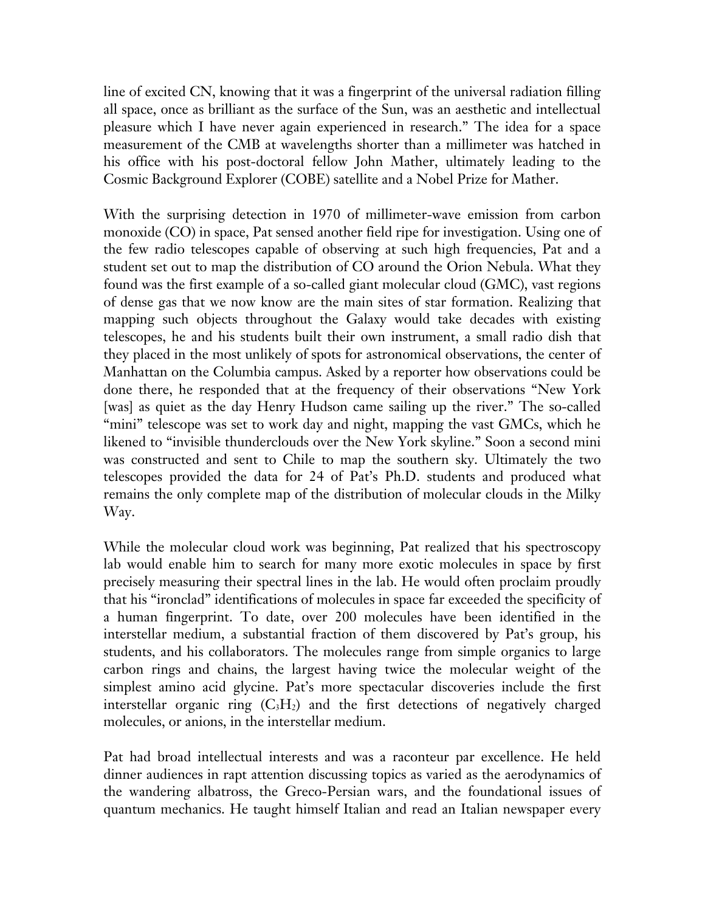line of excited CN, knowing that it was a fingerprint of the universal radiation filling all space, once as brilliant as the surface of the Sun, was an aesthetic and intellectual pleasure which I have never again experienced in research." The idea for a space measurement of the CMB at wavelengths shorter than a millimeter was hatched in his office with his post-doctoral fellow John Mather, ultimately leading to the Cosmic Background Explorer (COBE) satellite and a Nobel Prize for Mather.

With the surprising detection in 1970 of millimeter-wave emission from carbon monoxide (CO) in space, Pat sensed another field ripe for investigation. Using one of the few radio telescopes capable of observing at such high frequencies, Pat and a student set out to map the distribution of CO around the Orion Nebula. What they found was the first example of a so-called giant molecular cloud (GMC), vast regions of dense gas that we now know are the main sites of star formation. Realizing that mapping such objects throughout the Galaxy would take decades with existing telescopes, he and his students built their own instrument, a small radio dish that they placed in the most unlikely of spots for astronomical observations, the center of Manhattan on the Columbia campus. Asked by a reporter how observations could be done there, he responded that at the frequency of their observations "New York [was] as quiet as the day Henry Hudson came sailing up the river." The so-called "mini" telescope was set to work day and night, mapping the vast GMCs, which he likened to "invisible thunderclouds over the New York skyline." Soon a second mini was constructed and sent to Chile to map the southern sky. Ultimately the two telescopes provided the data for 24 of Pat's Ph.D. students and produced what remains the only complete map of the distribution of molecular clouds in the Milky Way.

While the molecular cloud work was beginning, Pat realized that his spectroscopy lab would enable him to search for many more exotic molecules in space by first precisely measuring their spectral lines in the lab. He would often proclaim proudly that his "ironclad" identifications of molecules in space far exceeded the specificity of a human fingerprint. To date, over 200 molecules have been identified in the interstellar medium, a substantial fraction of them discovered by Pat's group, his students, and his collaborators. The molecules range from simple organics to large carbon rings and chains, the largest having twice the molecular weight of the simplest amino acid glycine. Pat's more spectacular discoveries include the first interstellar organic ring ($C_3H_2$) and the first detections of negatively charged molecules, or anions, in the interstellar medium.

Pat had broad intellectual interests and was a raconteur par excellence. He held dinner audiences in rapt attention discussing topics as varied as the aerodynamics of the wandering albatross, the Greco-Persian wars, and the foundational issues of quantum mechanics. He taught himself Italian and read an Italian newspaper every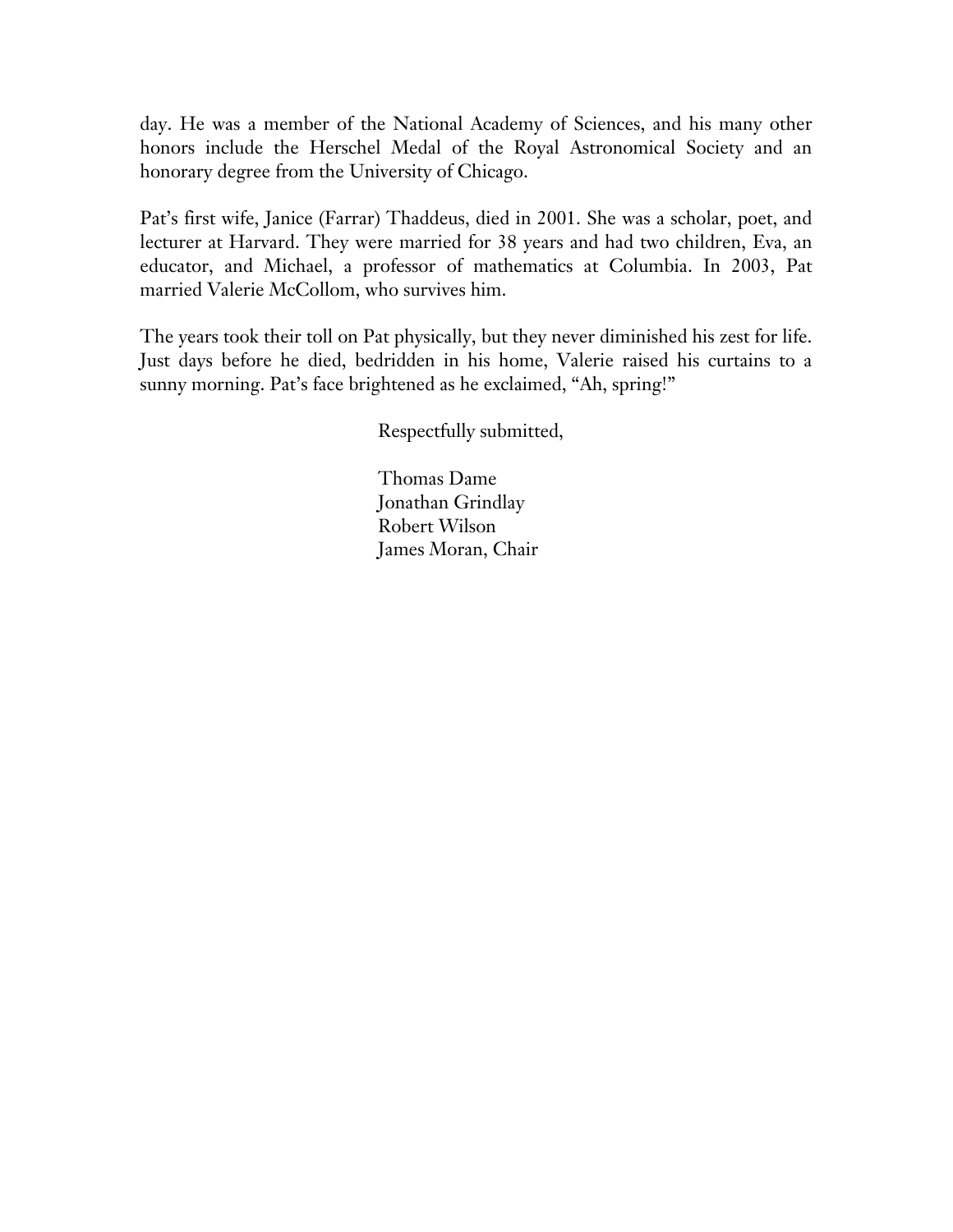day. He was a member of the National Academy of Sciences, and his many other honors include the Herschel Medal of the Royal Astronomical Society and an honorary degree from the University of Chicago.

Pat's first wife, Janice (Farrar) Thaddeus, died in 2001. She was a scholar, poet, and lecturer at Harvard. They were married for 38 years and had two children, Eva, an educator, and Michael, a professor of mathematics at Columbia. In 2003, Pat married Valerie McCollom, who survives him.

The years took their toll on Pat physically, but they never diminished his zest for life. Just days before he died, bedridden in his home, Valerie raised his curtains to a sunny morning. Pat's face brightened as he exclaimed, "Ah, spring!"

Respectfully submitted,

Thomas Dame
Jonathan Grindlay
Robert Wilson
James Moran, Chair